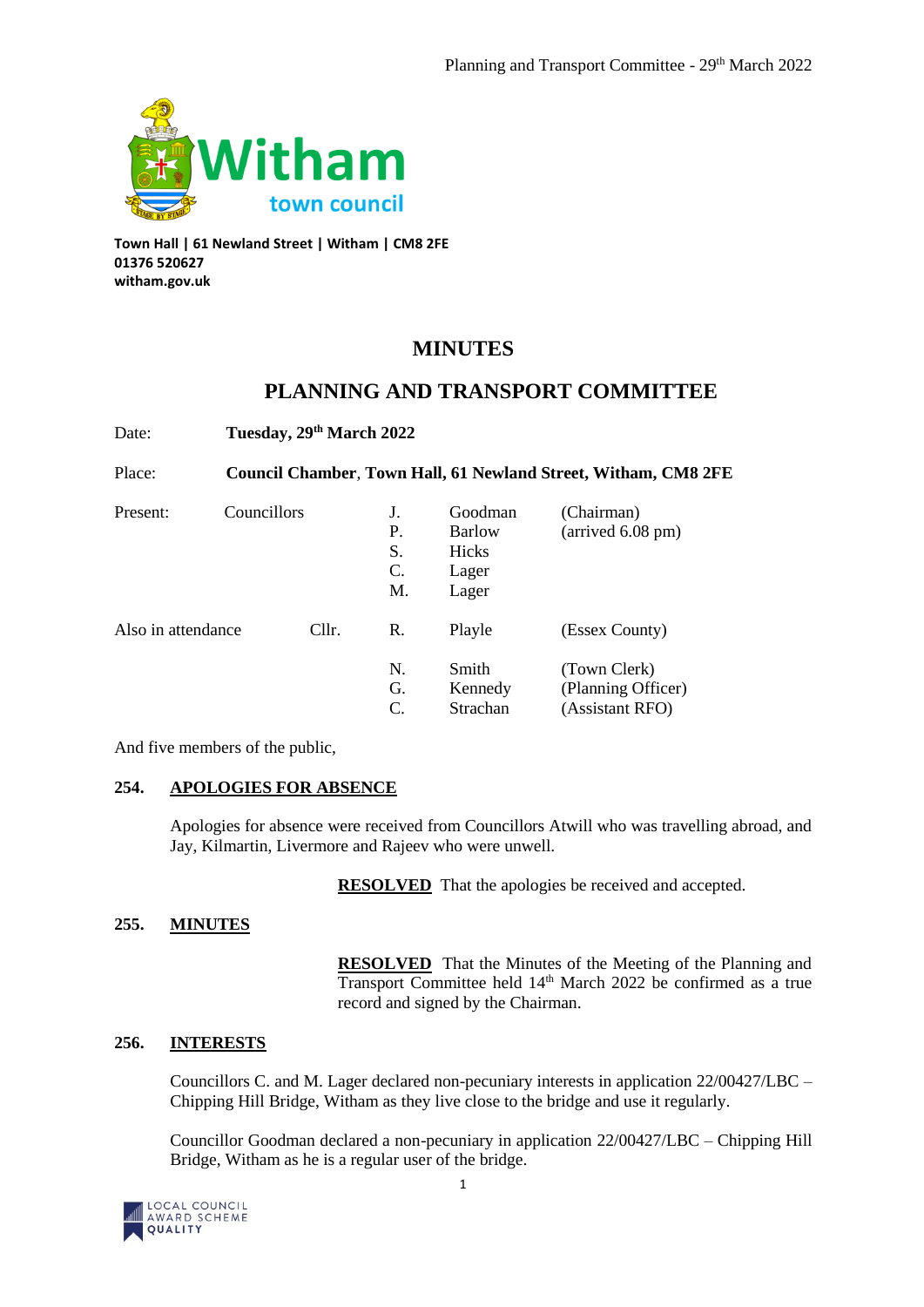Town Hall | 61 Newland Street | Witham | CM8 2FE
01376 520627
witham.gov.uk

# MINUTES

# PLANNING AND TRANSPORT COMMITTEE

Date: **Tuesday, 29th March 2022**

Place: **Council Chamber, Town Hall, 61 Newland Street, Witham, CM8 2FE**

| | | | | |
|---|---|---|---|---|
| Present: | Councillors | J. | Goodman | (Chairman) |
| | | P. | Barlow | (arrived 6.08 pm) |
| | | S. | Hicks | |
| | | C. | Lager | |
| | | M. | Lager | |
| Also in attendance | Cllr. | R. | Playle | (Essex County) |
| | | N. | Smith | (Town Clerk) |
| | | G. | Kennedy | (Planning Officer) |
| | | C. | Strachan | (Assistant RFO) |

And five members of the public,

## 254. APOLOGIES FOR ABSENCE

Apologies for absence were received from Councillors Atwill who was travelling abroad, and Jay, Kilmartin, Livermore and Rajeev who were unwell.

**RESOLVED** That the apologies be received and accepted.

## 255. MINUTES

**RESOLVED** That the Minutes of the Meeting of the Planning and Transport Committee held 14th March 2022 be confirmed as a true record and signed by the Chairman.

## 256. INTERESTS

Councillors C. and M. Lager declared non-pecuniary interests in application 22/00427/LBC – Chipping Hill Bridge, Witham as they live close to the bridge and use it regularly.

Councillor Goodman declared a non-pecuniary in application 22/00427/LBC – Chipping Hill Bridge, Witham as he is a regular user of the bridge.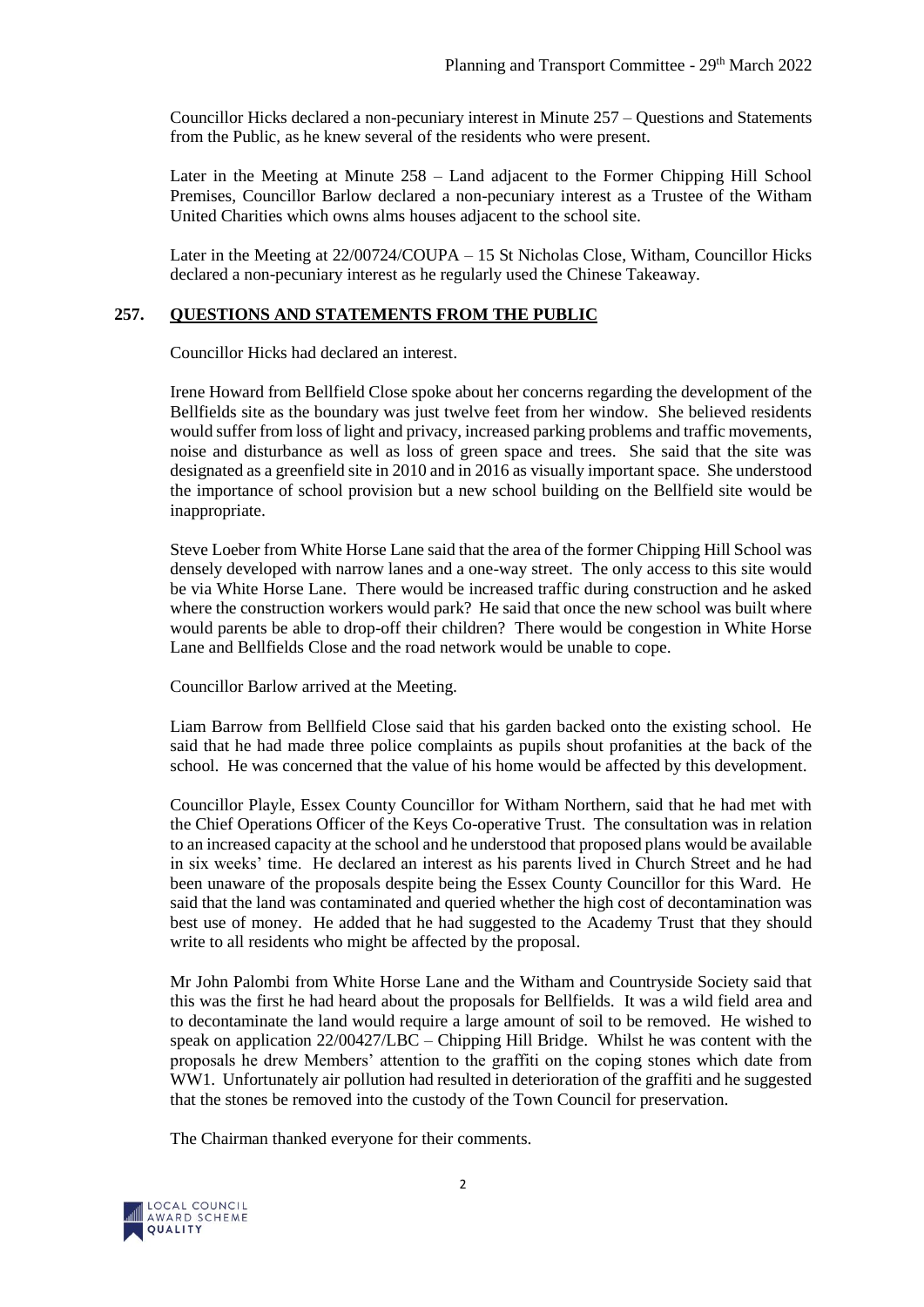Councillor Hicks declared a non-pecuniary interest in Minute 257 – Questions and Statements from the Public, as he knew several of the residents who were present.

Later in the Meeting at Minute 258 – Land adjacent to the Former Chipping Hill School Premises, Councillor Barlow declared a non-pecuniary interest as a Trustee of the Witham United Charities which owns alms houses adjacent to the school site.

Later in the Meeting at 22/00724/COUPA – 15 St Nicholas Close, Witham, Councillor Hicks declared a non-pecuniary interest as he regularly used the Chinese Takeaway.

## 257. QUESTIONS AND STATEMENTS FROM THE PUBLIC

Councillor Hicks had declared an interest.

Irene Howard from Bellfield Close spoke about her concerns regarding the development of the Bellfields site as the boundary was just twelve feet from her window. She believed residents would suffer from loss of light and privacy, increased parking problems and traffic movements, noise and disturbance as well as loss of green space and trees. She said that the site was designated as a greenfield site in 2010 and in 2016 as visually important space. She understood the importance of school provision but a new school building on the Bellfield site would be inappropriate.

Steve Loeber from White Horse Lane said that the area of the former Chipping Hill School was densely developed with narrow lanes and a one-way street. The only access to this site would be via White Horse Lane. There would be increased traffic during construction and he asked where the construction workers would park? He said that once the new school was built where would parents be able to drop-off their children? There would be congestion in White Horse Lane and Bellfields Close and the road network would be unable to cope.

Councillor Barlow arrived at the Meeting.

Liam Barrow from Bellfield Close said that his garden backed onto the existing school. He said that he had made three police complaints as pupils shout profanities at the back of the school. He was concerned that the value of his home would be affected by this development.

Councillor Playle, Essex County Councillor for Witham Northern, said that he had met with the Chief Operations Officer of the Keys Co-operative Trust. The consultation was in relation to an increased capacity at the school and he understood that proposed plans would be available in six weeks' time. He declared an interest as his parents lived in Church Street and he had been unaware of the proposals despite being the Essex County Councillor for this Ward. He said that the land was contaminated and queried whether the high cost of decontamination was best use of money. He added that he had suggested to the Academy Trust that they should write to all residents who might be affected by the proposal.

Mr John Palombi from White Horse Lane and the Witham and Countryside Society said that this was the first he had heard about the proposals for Bellfields. It was a wild field area and to decontaminate the land would require a large amount of soil to be removed. He wished to speak on application 22/00427/LBC – Chipping Hill Bridge. Whilst he was content with the proposals he drew Members' attention to the graffiti on the coping stones which date from WW1. Unfortunately air pollution had resulted in deterioration of the graffiti and he suggested that the stones be removed into the custody of the Town Council for preservation.

The Chairman thanked everyone for their comments.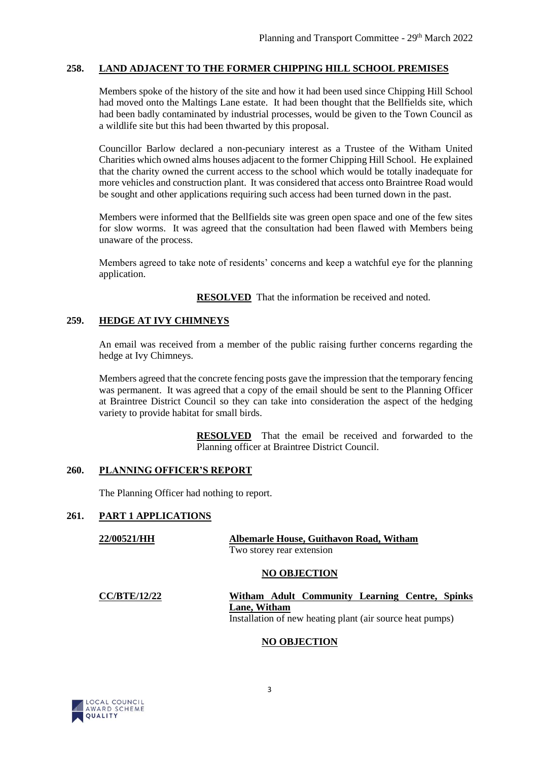## 258. LAND ADJACENT TO THE FORMER CHIPPING HILL SCHOOL PREMISES

Members spoke of the history of the site and how it had been used since Chipping Hill School had moved onto the Maltings Lane estate. It had been thought that the Bellfields site, which had been badly contaminated by industrial processes, would be given to the Town Council as a wildlife site but this had been thwarted by this proposal.

Councillor Barlow declared a non-pecuniary interest as a Trustee of the Witham United Charities which owned alms houses adjacent to the former Chipping Hill School. He explained that the charity owned the current access to the school which would be totally inadequate for more vehicles and construction plant. It was considered that access onto Braintree Road would be sought and other applications requiring such access had been turned down in the past.

Members were informed that the Bellfields site was green open space and one of the few sites for slow worms. It was agreed that the consultation had been flawed with Members being unaware of the process.

Members agreed to take note of residents' concerns and keep a watchful eye for the planning application.

**RESOLVED** That the information be received and noted.

## 259. HEDGE AT IVY CHIMNEYS

An email was received from a member of the public raising further concerns regarding the hedge at Ivy Chimneys.

Members agreed that the concrete fencing posts gave the impression that the temporary fencing was permanent. It was agreed that a copy of the email should be sent to the Planning Officer at Braintree District Council so they can take into consideration the aspect of the hedging variety to provide habitat for small birds.

**RESOLVED** That the email be received and forwarded to the Planning officer at Braintree District Council.

## 260. PLANNING OFFICER'S REPORT

The Planning Officer had nothing to report.

## 261. PART 1 APPLICATIONS

**22/00521/HH** — **Albemarle House, Guithavon Road, Witham**
Two storey rear extension

**NO OBJECTION**

**CC/BTE/12/22** — **Witham Adult Community Learning Centre, Spinks Lane, Witham**
Installation of new heating plant (air source heat pumps)

**NO OBJECTION**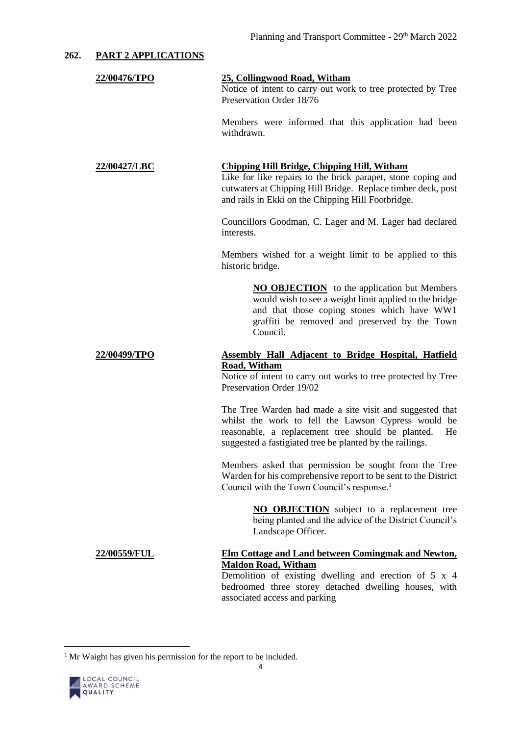## 262. PART 2 APPLICATIONS

**22/00476/TPO**

**25, Collingwood Road, Witham**
Notice of intent to carry out work to tree protected by Tree Preservation Order 18/76

Members were informed that this application had been withdrawn.

**22/00427/LBC**

**Chipping Hill Bridge, Chipping Hill, Witham**
Like for like repairs to the brick parapet, stone coping and cutwaters at Chipping Hill Bridge. Replace timber deck, post and rails in Ekki on the Chipping Hill Footbridge.

Councillors Goodman, C. Lager and M. Lager had declared interests.

Members wished for a weight limit to be applied to this historic bridge.

> **NO OBJECTION** to the application but Members would wish to see a weight limit applied to the bridge and that those coping stones which have WW1 graffiti be removed and preserved by the Town Council.

**22/00499/TPO**

**Assembly Hall Adjacent to Bridge Hospital, Hatfield Road, Witham**
Notice of intent to carry out works to tree protected by Tree Preservation Order 19/02

The Tree Warden had made a site visit and suggested that whilst the work to fell the Lawson Cypress would be reasonable, a replacement tree should be planted. He suggested a fastigiated tree be planted by the railings.

Members asked that permission be sought from the Tree Warden for his comprehensive report to be sent to the District Council with the Town Council's response.[1]

> **NO OBJECTION** subject to a replacement tree being planted and the advice of the District Council's Landscape Officer.

**22/00559/FUL**

**Elm Cottage and Land between Comingmak and Newton, Maldon Road, Witham**
Demolition of existing dwelling and erection of 5 x 4 bedroomed three storey detached dwelling houses, with associated access and parking

---

[1] Mr Waight has given his permission for the report to be included.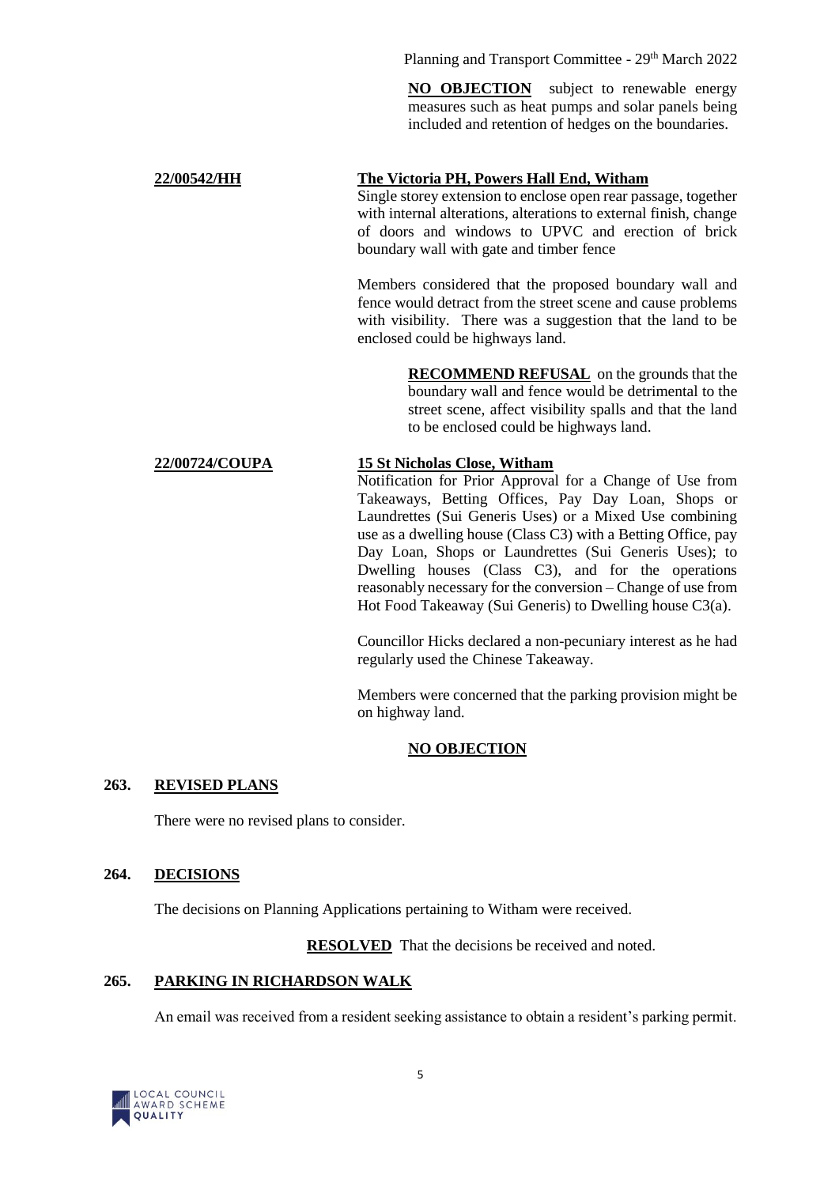**NO OBJECTION** subject to renewable energy measures such as heat pumps and solar panels being included and retention of hedges on the boundaries.

**22/00542/HH** — **The Victoria PH, Powers Hall End, Witham**

Single storey extension to enclose open rear passage, together with internal alterations, alterations to external finish, change of doors and windows to UPVC and erection of brick boundary wall with gate and timber fence

Members considered that the proposed boundary wall and fence would detract from the street scene and cause problems with visibility. There was a suggestion that the land to be enclosed could be highways land.

**RECOMMEND REFUSAL** on the grounds that the boundary wall and fence would be detrimental to the street scene, affect visibility spalls and that the land to be enclosed could be highways land.

**22/00724/COUPA** — **15 St Nicholas Close, Witham**

Notification for Prior Approval for a Change of Use from Takeaways, Betting Offices, Pay Day Loan, Shops or Laundrettes (Sui Generis Uses) or a Mixed Use combining use as a dwelling house (Class C3) with a Betting Office, pay Day Loan, Shops or Laundrettes (Sui Generis Uses); to Dwelling houses (Class C3), and for the operations reasonably necessary for the conversion – Change of use from Hot Food Takeaway (Sui Generis) to Dwelling house C3(a).

Councillor Hicks declared a non-pecuniary interest as he had regularly used the Chinese Takeaway.

Members were concerned that the parking provision might be on highway land.

**NO OBJECTION**

## 263. REVISED PLANS

There were no revised plans to consider.

## 264. DECISIONS

The decisions on Planning Applications pertaining to Witham were received.

**RESOLVED** That the decisions be received and noted.

## 265. PARKING IN RICHARDSON WALK

An email was received from a resident seeking assistance to obtain a resident's parking permit.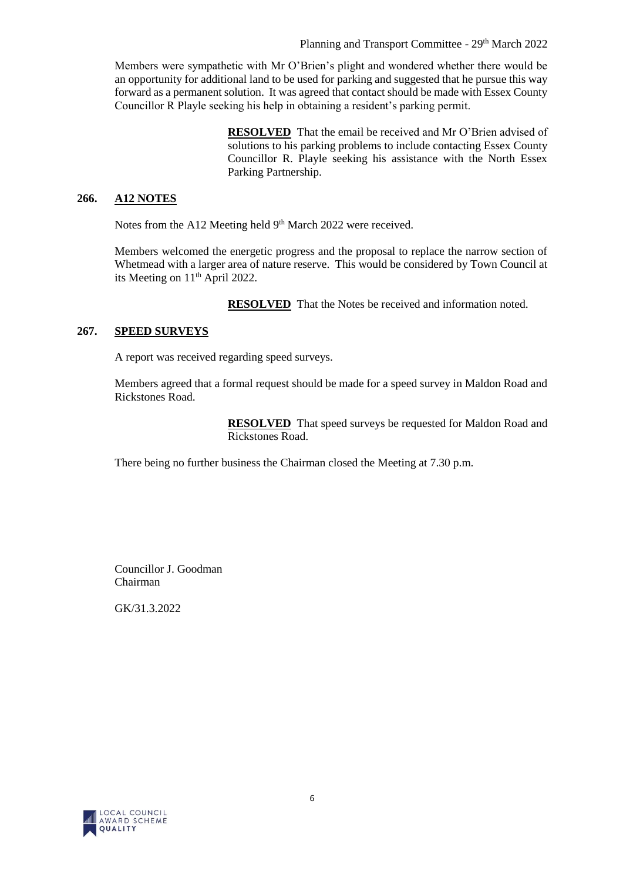Members were sympathetic with Mr O'Brien's plight and wondered whether there would be an opportunity for additional land to be used for parking and suggested that he pursue this way forward as a permanent solution. It was agreed that contact should be made with Essex County Councillor R Playle seeking his help in obtaining a resident's parking permit.

> **RESOLVED** That the email be received and Mr O'Brien advised of solutions to his parking problems to include contacting Essex County Councillor R. Playle seeking his assistance with the North Essex Parking Partnership.

## 266. A12 NOTES

Notes from the A12 Meeting held 9th March 2022 were received.

Members welcomed the energetic progress and the proposal to replace the narrow section of Whetmead with a larger area of nature reserve. This would be considered by Town Council at its Meeting on 11th April 2022.

> **RESOLVED** That the Notes be received and information noted.

## 267. SPEED SURVEYS

A report was received regarding speed surveys.

Members agreed that a formal request should be made for a speed survey in Maldon Road and Rickstones Road.

> **RESOLVED** That speed surveys be requested for Maldon Road and Rickstones Road.

There being no further business the Chairman closed the Meeting at 7.30 p.m.

Councillor J. Goodman
Chairman

GK/31.3.2022